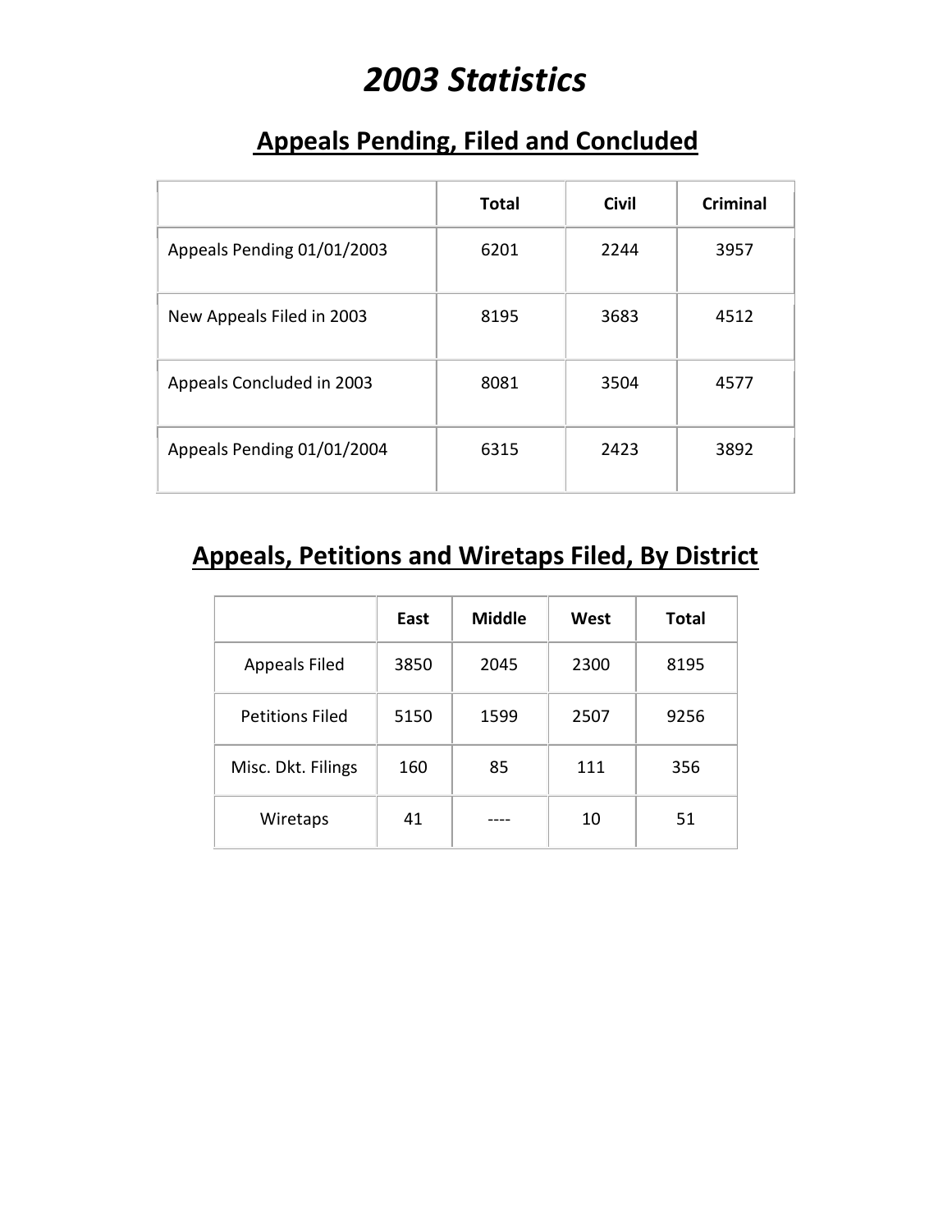# *2003 Statistics*

## Appeals Pending, Filed and Concluded

| | Total | Civil | Criminal |
|---|---|---|---|
| Appeals Pending 01/01/2003 | 6201 | 2244 | 3957 |
| New Appeals Filed in 2003 | 8195 | 3683 | 4512 |
| Appeals Concluded in 2003 | 8081 | 3504 | 4577 |
| Appeals Pending 01/01/2004 | 6315 | 2423 | 3892 |

## Appeals, Petitions and Wiretaps Filed, By District

| | East | Middle | West | Total |
|---|---|---|---|---|
| Appeals Filed | 3850 | 2045 | 2300 | 8195 |
| Petitions Filed | 5150 | 1599 | 2507 | 9256 |
| Misc. Dkt. Filings | 160 | 85 | 111 | 356 |
| Wiretaps | 41 | ---- | 10 | 51 |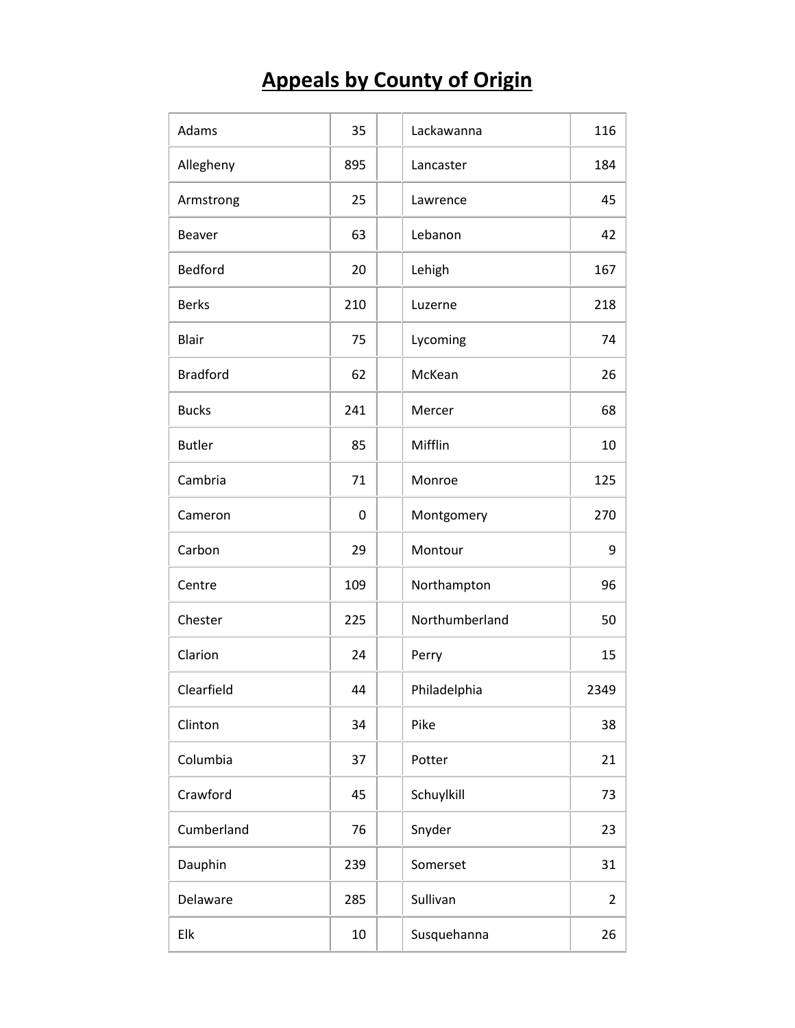# Appeals by County of Origin

| | | | | |
|---|---|---|---|---|
| Adams | 35 | | Lackawanna | 116 |
| Allegheny | 895 | | Lancaster | 184 |
| Armstrong | 25 | | Lawrence | 45 |
| Beaver | 63 | | Lebanon | 42 |
| Bedford | 20 | | Lehigh | 167 |
| Berks | 210 | | Luzerne | 218 |
| Blair | 75 | | Lycoming | 74 |
| Bradford | 62 | | McKean | 26 |
| Bucks | 241 | | Mercer | 68 |
| Butler | 85 | | Mifflin | 10 |
| Cambria | 71 | | Monroe | 125 |
| Cameron | 0 | | Montgomery | 270 |
| Carbon | 29 | | Montour | 9 |
| Centre | 109 | | Northampton | 96 |
| Chester | 225 | | Northumberland | 50 |
| Clarion | 24 | | Perry | 15 |
| Clearfield | 44 | | Philadelphia | 2349 |
| Clinton | 34 | | Pike | 38 |
| Columbia | 37 | | Potter | 21 |
| Crawford | 45 | | Schuylkill | 73 |
| Cumberland | 76 | | Snyder | 23 |
| Dauphin | 239 | | Somerset | 31 |
| Delaware | 285 | | Sullivan | 2 |
| Elk | 10 | | Susquehanna | 26 |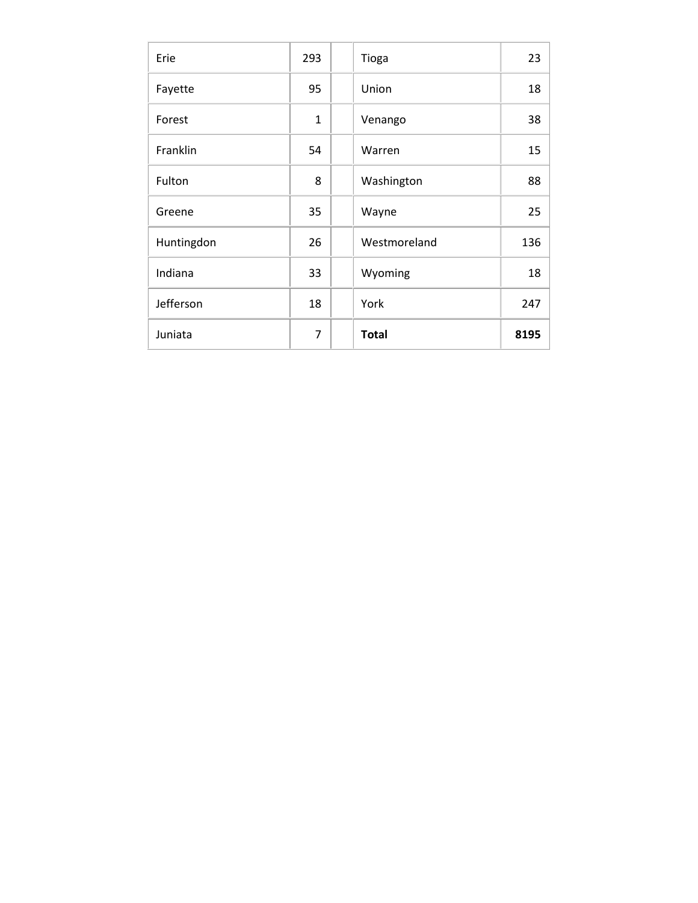| | | | | |
|---|---|---|---|---|
| Erie | 293 | | Tioga | 23 |
| Fayette | 95 | | Union | 18 |
| Forest | 1 | | Venango | 38 |
| Franklin | 54 | | Warren | 15 |
| Fulton | 8 | | Washington | 88 |
| Greene | 35 | | Wayne | 25 |
| Huntingdon | 26 | | Westmoreland | 136 |
| Indiana | 33 | | Wyoming | 18 |
| Jefferson | 18 | | York | 247 |
| Juniata | 7 | | **Total** | **8195** |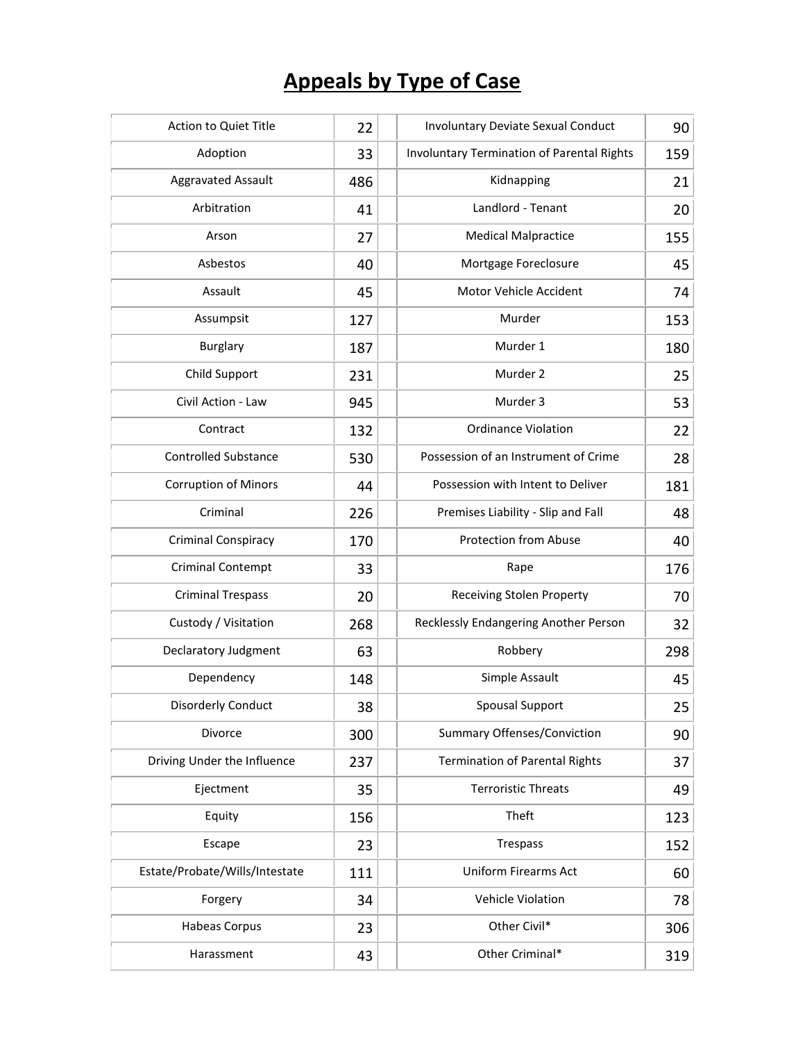# Appeals by Type of Case

| Type of Case | Count | Type of Case | Count |
|---|---|---|---|
| Action to Quiet Title | 22 | Involuntary Deviate Sexual Conduct | 90 |
| Adoption | 33 | Involuntary Termination of Parental Rights | 159 |
| Aggravated Assault | 486 | Kidnapping | 21 |
| Arbitration | 41 | Landlord - Tenant | 20 |
| Arson | 27 | Medical Malpractice | 155 |
| Asbestos | 40 | Mortgage Foreclosure | 45 |
| Assault | 45 | Motor Vehicle Accident | 74 |
| Assumpsit | 127 | Murder | 153 |
| Burglary | 187 | Murder 1 | 180 |
| Child Support | 231 | Murder 2 | 25 |
| Civil Action - Law | 945 | Murder 3 | 53 |
| Contract | 132 | Ordinance Violation | 22 |
| Controlled Substance | 530 | Possession of an Instrument of Crime | 28 |
| Corruption of Minors | 44 | Possession with Intent to Deliver | 181 |
| Criminal | 226 | Premises Liability - Slip and Fall | 48 |
| Criminal Conspiracy | 170 | Protection from Abuse | 40 |
| Criminal Contempt | 33 | Rape | 176 |
| Criminal Trespass | 20 | Receiving Stolen Property | 70 |
| Custody / Visitation | 268 | Recklessly Endangering Another Person | 32 |
| Declaratory Judgment | 63 | Robbery | 298 |
| Dependency | 148 | Simple Assault | 45 |
| Disorderly Conduct | 38 | Spousal Support | 25 |
| Divorce | 300 | Summary Offenses/Conviction | 90 |
| Driving Under the Influence | 237 | Termination of Parental Rights | 37 |
| Ejectment | 35 | Terroristic Threats | 49 |
| Equity | 156 | Theft | 123 |
| Escape | 23 | Trespass | 152 |
| Estate/Probate/Wills/Intestate | 111 | Uniform Firearms Act | 60 |
| Forgery | 34 | Vehicle Violation | 78 |
| Habeas Corpus | 23 | Other Civil* | 306 |
| Harassment | 43 | Other Criminal* | 319 |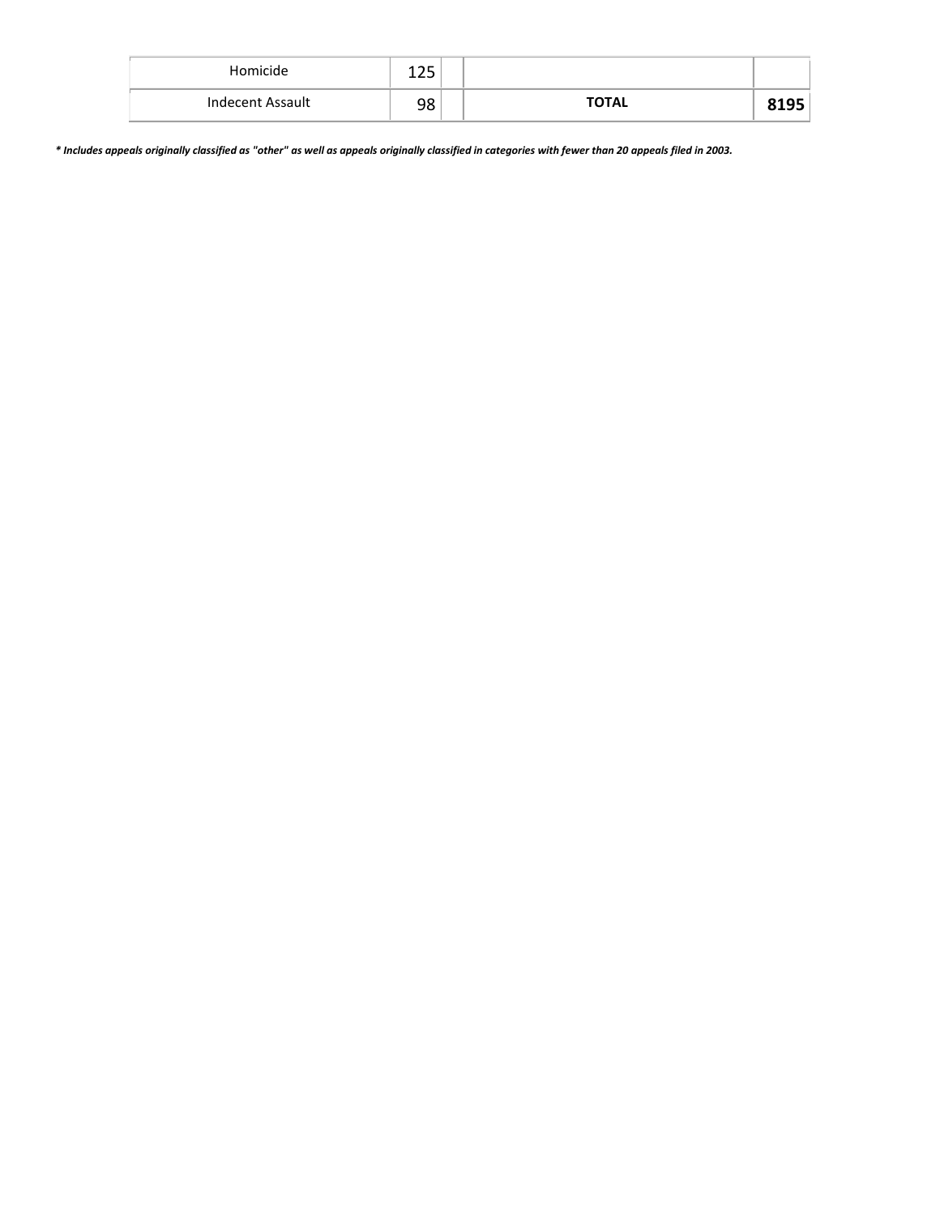| | | | | |
|---|---|---|---|---|
| Homicide | 125 | | | |
| Indecent Assault | 98 | | **TOTAL** | **8195** |

***\* Includes appeals originally classified as "other" as well as appeals originally classified in categories with fewer than 20 appeals filed in 2003.***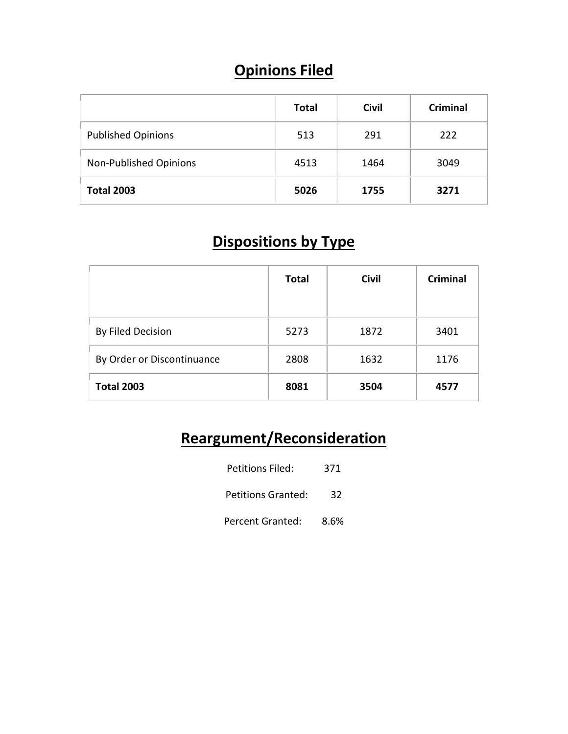## Opinions Filed

| | Total | Civil | Criminal |
|---|---|---|---|
| Published Opinions | 513 | 291 | 222 |
| Non-Published Opinions | 4513 | 1464 | 3049 |
| **Total 2003** | **5026** | **1755** | **3271** |

## Dispositions by Type

| | Total | Civil | Criminal |
|---|---|---|---|
| By Filed Decision | 5273 | 1872 | 3401 |
| By Order or Discontinuance | 2808 | 1632 | 1176 |
| **Total 2003** | **8081** | **3504** | **4577** |

## Reargument/Reconsideration

Petitions Filed: 371

Petitions Granted: 32

Percent Granted: 8.6%